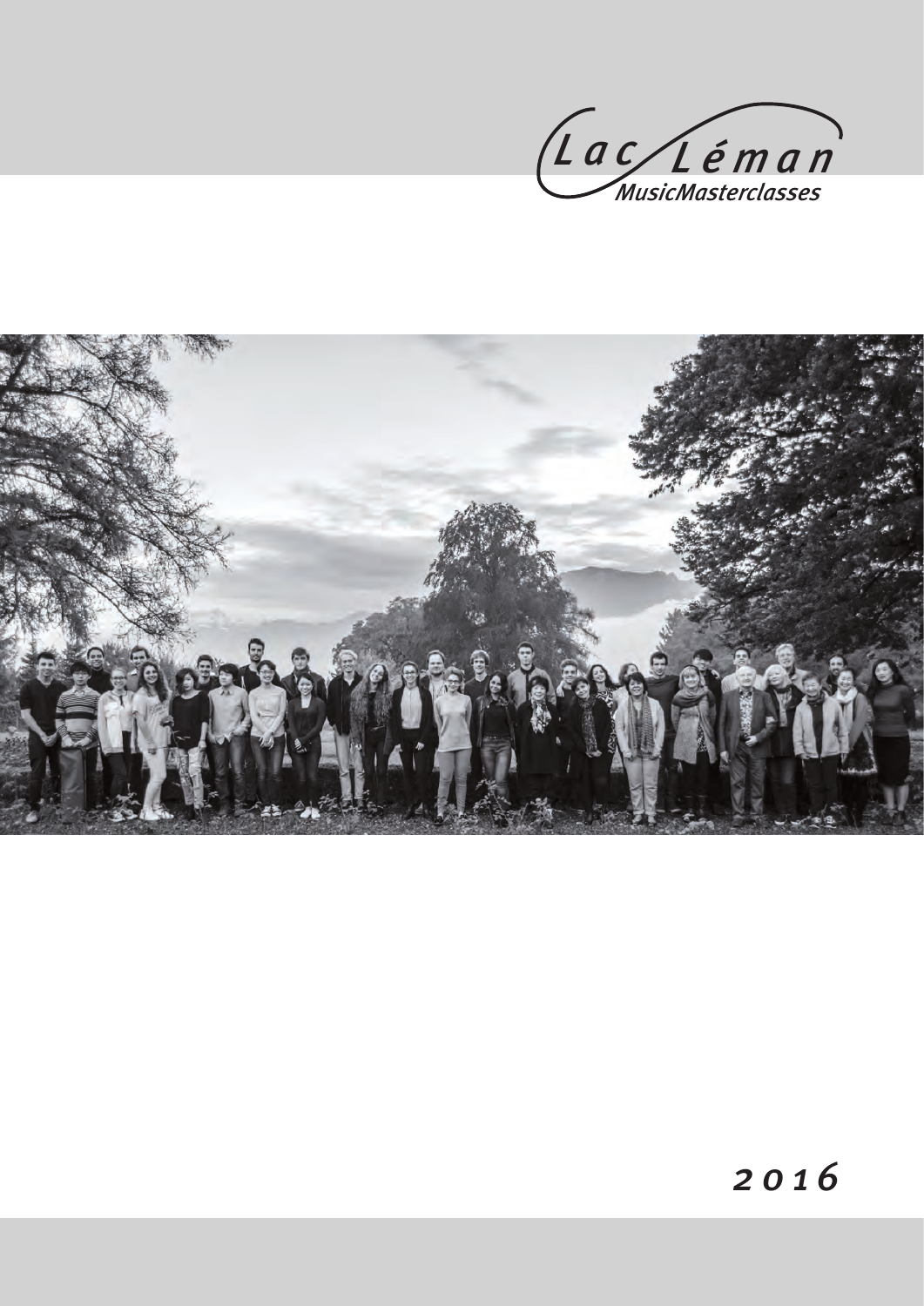Lac Léman

MusicMasterclasses

2016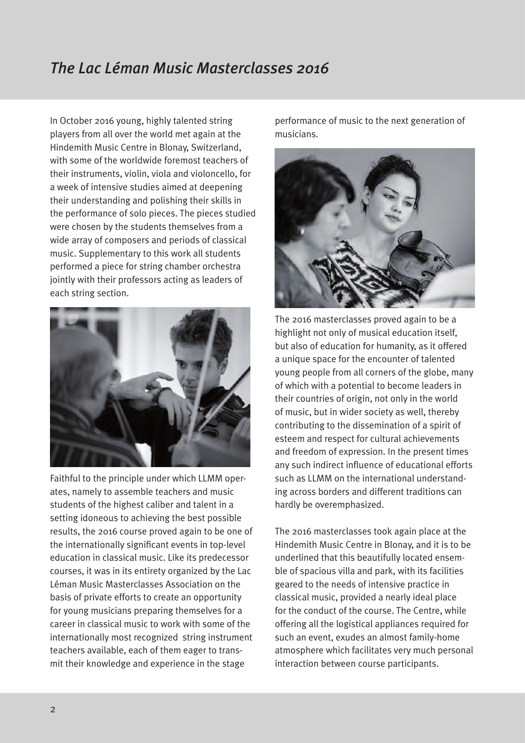## *The Lac Léman Music Masterclasses 2016*

In October 2016 young, highly talented string players from all over the world met again at the Hindemith Music Centre in Blonay, Switzerland, with some of the worldwide foremost teachers of their instruments, violin, viola and violoncello, for a week of intensive studies aimed at deepening their understanding and polishing their skills in the performance of solo pieces. The pieces studied were chosen by the students themselves from a wide array of composers and periods of classical music. Supplementary to this work all students performed a piece for string chamber orchestra jointly with their professors acting as leaders of each string section.

Faithful to the principle under which LLMM operates, namely to assemble teachers and music students of the highest caliber and talent in a setting idoneous to achieving the best possible results, the 2016 course proved again to be one of the internationally significant events in top-level education in classical music. Like its predecessor courses, it was in its entirety organized by the Lac Léman Music Masterclasses Association on the basis of private efforts to create an opportunity for young musicians preparing themselves for a career in classical music to work with some of the internationally most recognized string instrument teachers available, each of them eager to transmit their knowledge and experience in the stage performance of music to the next generation of musicians.

The 2016 masterclasses proved again to be a highlight not only of musical education itself, but also of education for humanity, as it offered a unique space for the encounter of talented young people from all corners of the globe, many of which with a potential to become leaders in their countries of origin, not only in the world of music, but in wider society as well, thereby contributing to the dissemination of a spirit of esteem and respect for cultural achievements and freedom of expression. In the present times any such indirect influence of educational efforts such as LLMM on the international understanding across borders and different traditions can hardly be overemphasized.

The 2016 masterclasses took again place at the Hindemith Music Centre in Blonay, and it is to be underlined that this beautifully located ensemble of spacious villa and park, with its facilities geared to the needs of intensive practice in classical music, provided a nearly ideal place for the conduct of the course. The Centre, while offering all the logistical appliances required for such an event, exudes an almost family-home atmosphere which facilitates very much personal interaction between course participants.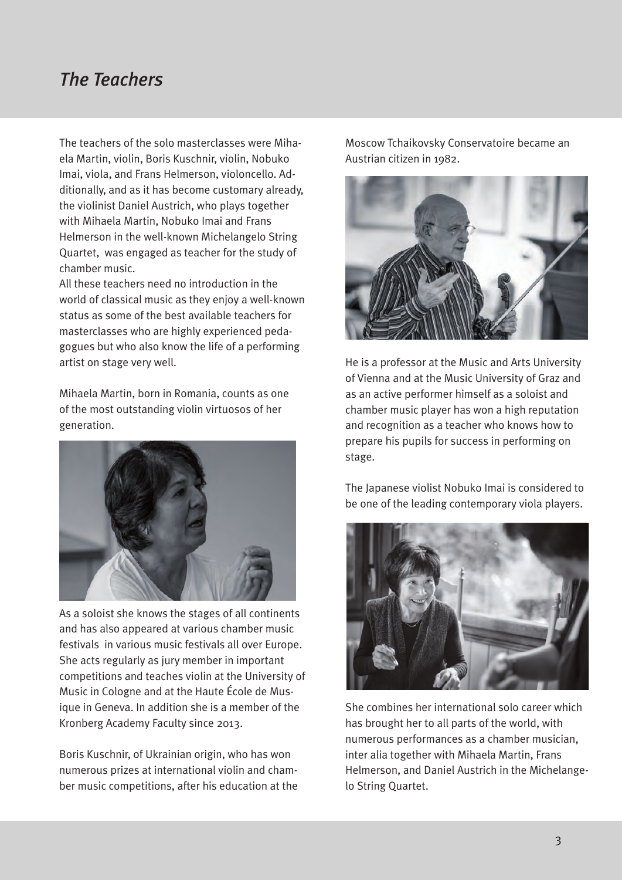# *The Teachers*

The teachers of the solo masterclasses were Mihaela Martin, violin, Boris Kuschnir, violin, Nobuko Imai, viola, and Frans Helmerson, violoncello. Additionally, and as it has become customary already, the violinist Daniel Austrich, who plays together with Mihaela Martin, Nobuko Imai and Frans Helmerson in the well-known Michelangelo String Quartet, was engaged as teacher for the study of chamber music.

All these teachers need no introduction in the world of classical music as they enjoy a well-known status as some of the best available teachers for masterclasses who are highly experienced pedagogues but who also know the life of a performing artist on stage very well.

Mihaela Martin, born in Romania, counts as one of the most outstanding violin virtuosos of her generation.

As a soloist she knows the stages of all continents and has also appeared at various chamber music festivals in various music festivals all over Europe. She acts regularly as jury member in important competitions and teaches violin at the University of Music in Cologne and at the Haute École de Musique in Geneva. In addition she is a member of the Kronberg Academy Faculty since 2013.

Boris Kuschnir, of Ukrainian origin, who has won numerous prizes at international violin and chamber music competitions, after his education at the Moscow Tchaikovsky Conservatoire became an Austrian citizen in 1982.

He is a professor at the Music and Arts University of Vienna and at the Music University of Graz and as an active performer himself as a soloist and chamber music player has won a high reputation and recognition as a teacher who knows how to prepare his pupils for success in performing on stage.

The Japanese violist Nobuko Imai is considered to be one of the leading contemporary viola players.

She combines her international solo career which has brought her to all parts of the world, with numerous performances as a chamber musician, inter alia together with Mihaela Martin, Frans Helmerson, and Daniel Austrich in the Michelangelo String Quartet.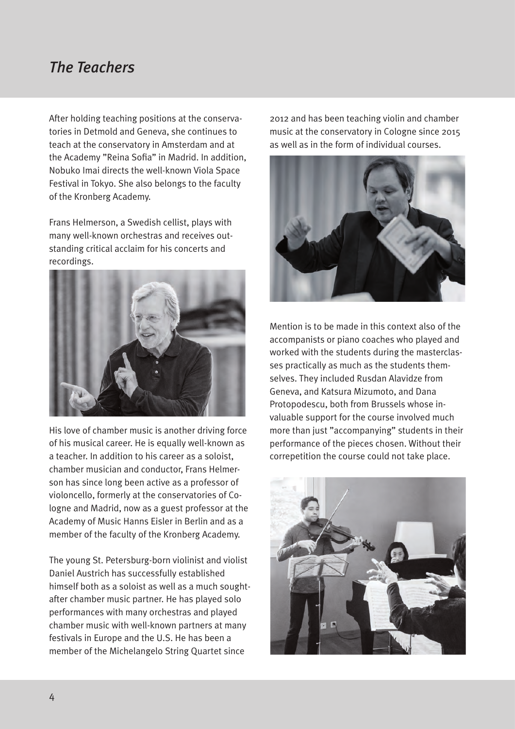## *The Teachers*

After holding teaching positions at the conservatories in Detmold and Geneva, she continues to teach at the conservatory in Amsterdam and at the Academy "Reina Sofia" in Madrid. In addition, Nobuko Imai directs the well-known Viola Space Festival in Tokyo. She also belongs to the faculty of the Kronberg Academy.

Frans Helmerson, a Swedish cellist, plays with many well-known orchestras and receives outstanding critical acclaim for his concerts and recordings.

His love of chamber music is another driving force of his musical career. He is equally well-known as a teacher. In addition to his career as a soloist, chamber musician and conductor, Frans Helmerson has since long been active as a professor of violoncello, formerly at the conservatories of Cologne and Madrid, now as a guest professor at the Academy of Music Hanns Eisler in Berlin and as a member of the faculty of the Kronberg Academy.

The young St. Petersburg-born violinist and violist Daniel Austrich has successfully established himself both as a soloist as well as a much sought-after chamber music partner. He has played solo performances with many orchestras and played chamber music with well-known partners at many festivals in Europe and the U.S. He has been a member of the Michelangelo String Quartet since 2012 and has been teaching violin and chamber music at the conservatory in Cologne since 2015 as well as in the form of individual courses.

Mention is to be made in this context also of the accompanists or piano coaches who played and worked with the students during the masterclasses practically as much as the students themselves. They included Rusdan Alavidze from Geneva, and Katsura Mizumoto, and Dana Protopodescu, both from Brussels whose invaluable support for the course involved much more than just "accompanying" students in their performance of the pieces chosen. Without their correpetition the course could not take place.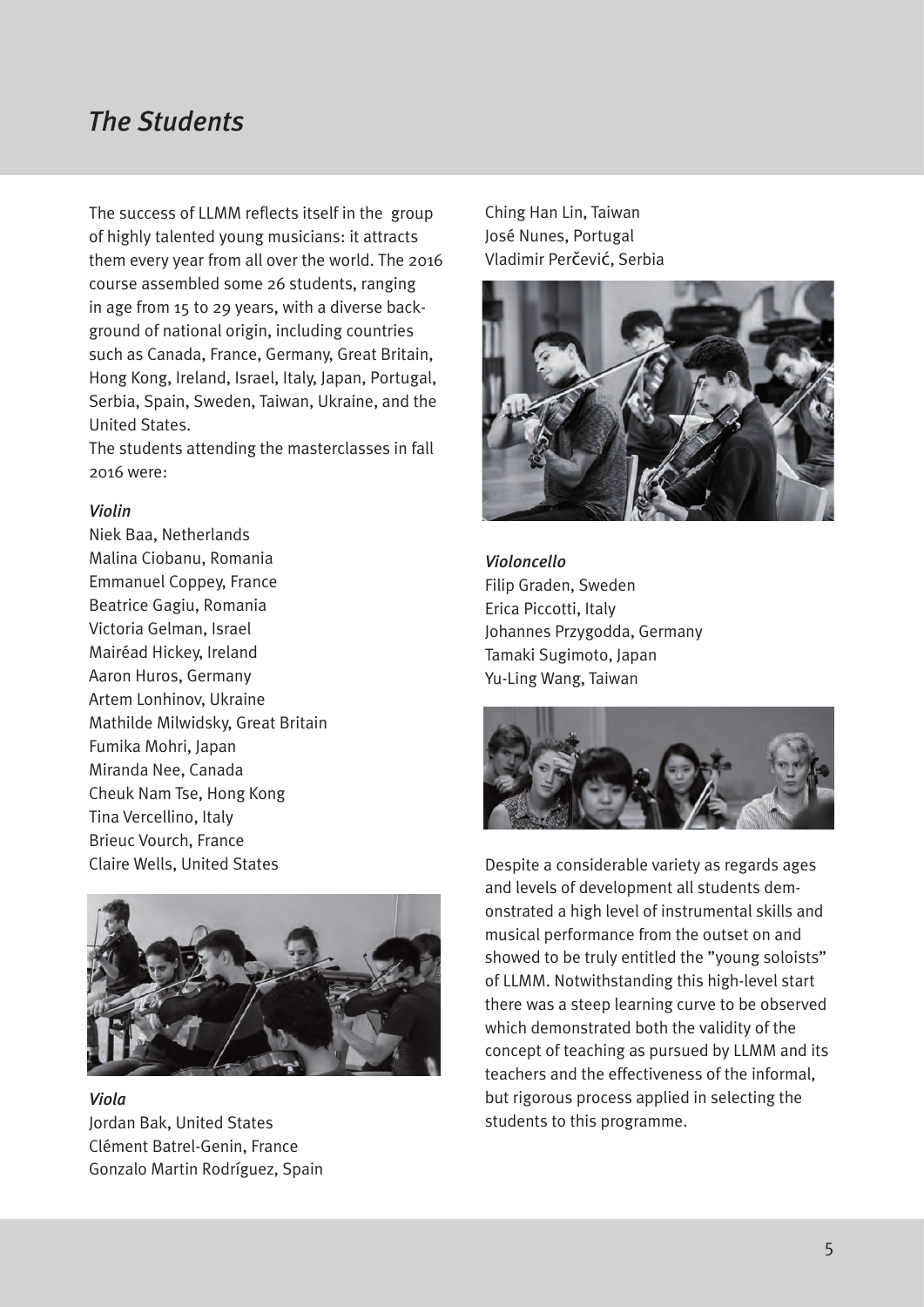# *The Students*

The success of LLMM reflects itself in the group of highly talented young musicians: it attracts them every year from all over the world. The 2016 course assembled some 26 students, ranging in age from 15 to 29 years, with a diverse background of national origin, including countries such as Canada, France, Germany, Great Britain, Hong Kong, Ireland, Israel, Italy, Japan, Portugal, Serbia, Spain, Sweden, Taiwan, Ukraine, and the United States.

The students attending the masterclasses in fall 2016 were:

*Violin*

Niek Baa, Netherlands
Malina Ciobanu, Romania
Emmanuel Coppey, France
Beatrice Gagiu, Romania
Victoria Gelman, Israel
Mairéad Hickey, Ireland
Aaron Huros, Germany
Artem Lonhinov, Ukraine
Mathilde Milwidsky, Great Britain
Fumika Mohri, Japan
Miranda Nee, Canada
Cheuk Nam Tse, Hong Kong
Tina Vercellino, Italy
Brieuc Vourch, France
Claire Wells, United States

*Viola*

Jordan Bak, United States
Clément Batrel-Genin, France
Gonzalo Martin Rodríguez, Spain
Ching Han Lin, Taiwan
José Nunes, Portugal
Vladimir Perčević, Serbia

*Violoncello*

Filip Graden, Sweden
Erica Piccotti, Italy
Johannes Przygodda, Germany
Tamaki Sugimoto, Japan
Yu-Ling Wang, Taiwan

Despite a considerable variety as regards ages and levels of development all students demonstrated a high level of instrumental skills and musical performance from the outset on and showed to be truly entitled the "young soloists" of LLMM. Notwithstanding this high-level start there was a steep learning curve to be observed which demonstrated both the validity of the concept of teaching as pursued by LLMM and its teachers and the effectiveness of the informal, but rigorous process applied in selecting the students to this programme.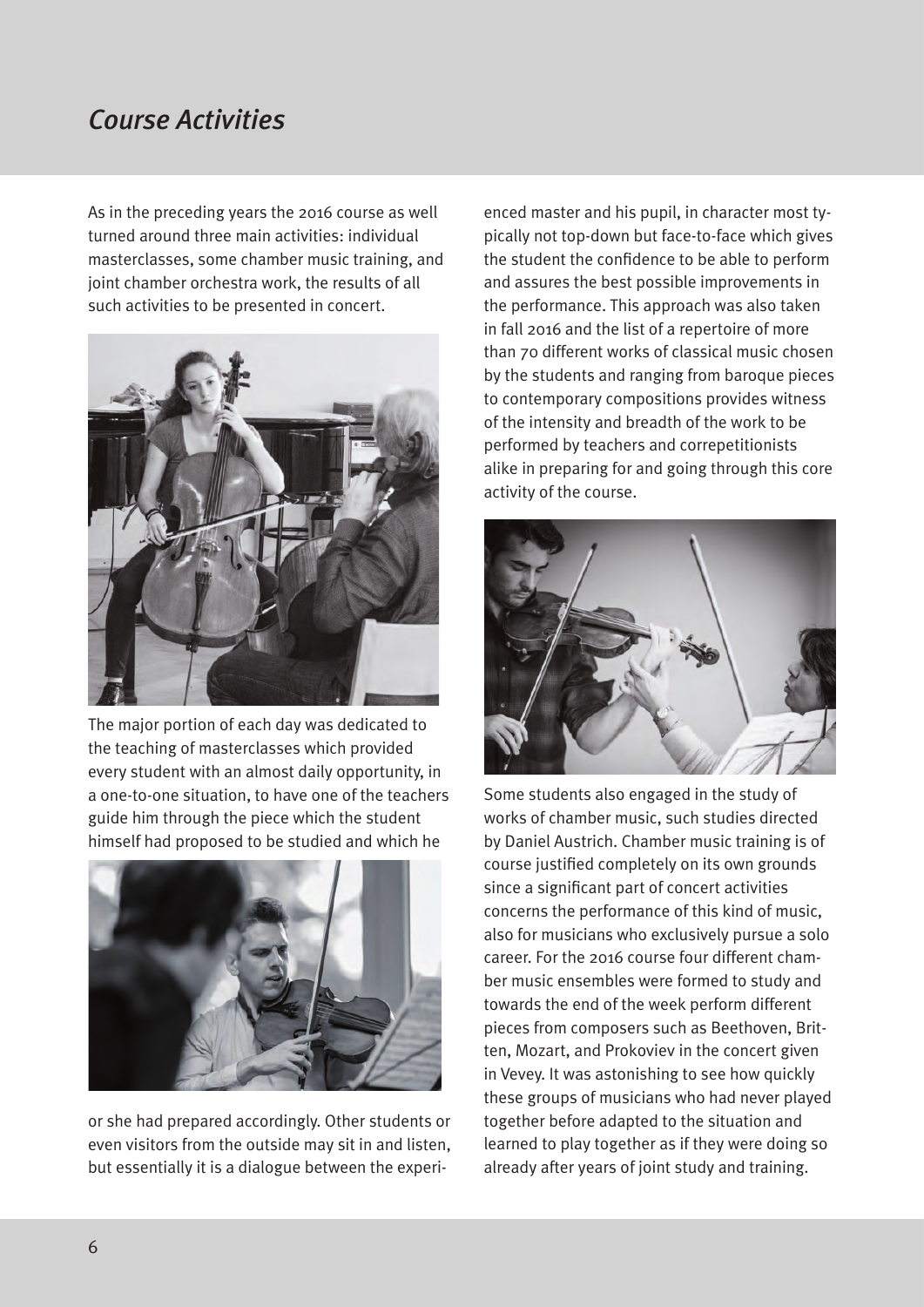# *Course Activities*

As in the preceding years the 2016 course as well turned around three main activities: individual masterclasses, some chamber music training, and joint chamber orchestra work, the results of all such activities to be presented in concert.

The major portion of each day was dedicated to the teaching of masterclasses which provided every student with an almost daily opportunity, in a one-to-one situation, to have one of the teachers guide him through the piece which the student himself had proposed to be studied and which he or she had prepared accordingly. Other students or even visitors from the outside may sit in and listen, but essentially it is a dialogue between the experienced master and his pupil, in character most typically not top-down but face-to-face which gives the student the confidence to be able to perform and assures the best possible improvements in the performance. This approach was also taken in fall 2016 and the list of a repertoire of more than 70 different works of classical music chosen by the students and ranging from baroque pieces to contemporary compositions provides witness of the intensity and breadth of the work to be performed by teachers and correpetitionists alike in preparing for and going through this core activity of the course.

Some students also engaged in the study of works of chamber music, such studies directed by Daniel Austrich. Chamber music training is of course justified completely on its own grounds since a significant part of concert activities concerns the performance of this kind of music, also for musicians who exclusively pursue a solo career. For the 2016 course four different chamber music ensembles were formed to study and towards the end of the week perform different pieces from composers such as Beethoven, Britten, Mozart, and Prokoviev in the concert given in Vevey. It was astonishing to see how quickly these groups of musicians who had never played together before adapted to the situation and learned to play together as if they were doing so already after years of joint study and training.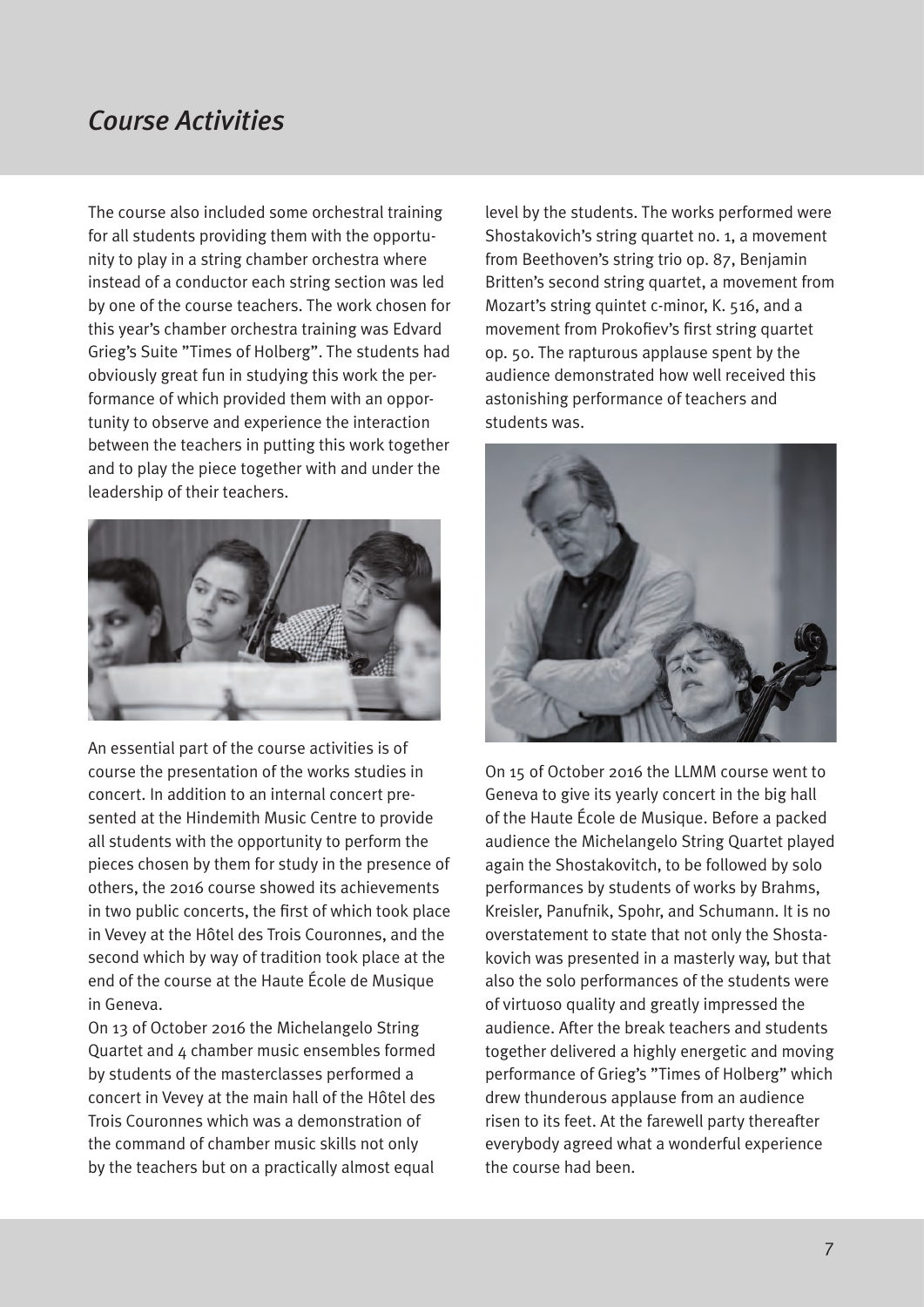# *Course Activities*

The course also included some orchestral training for all students providing them with the opportunity to play in a string chamber orchestra where instead of a conductor each string section was led by one of the course teachers. The work chosen for this year's chamber orchestra training was Edvard Grieg's Suite "Times of Holberg". The students had obviously great fun in studying this work the performance of which provided them with an opportunity to observe and experience the interaction between the teachers in putting this work together and to play the piece together with and under the leadership of their teachers.

An essential part of the course activities is of course the presentation of the works studies in concert. In addition to an internal concert presented at the Hindemith Music Centre to provide all students with the opportunity to perform the pieces chosen by them for study in the presence of others, the 2016 course showed its achievements in two public concerts, the first of which took place in Vevey at the Hôtel des Trois Couronnes, and the second which by way of tradition took place at the end of the course at the Haute École de Musique in Geneva.

On 13 of October 2016 the Michelangelo String Quartet and 4 chamber music ensembles formed by students of the masterclasses performed a concert in Vevey at the main hall of the Hôtel des Trois Couronnes which was a demonstration of the command of chamber music skills not only by the teachers but on a practically almost equal level by the students. The works performed were Shostakovich's string quartet no. 1, a movement from Beethoven's string trio op. 87, Benjamin Britten's second string quartet, a movement from Mozart's string quintet c-minor, K. 516, and a movement from Prokofiev's first string quartet op. 50. The rapturous applause spent by the audience demonstrated how well received this astonishing performance of teachers and students was.

On 15 of October 2016 the LLMM course went to Geneva to give its yearly concert in the big hall of the Haute École de Musique. Before a packed audience the Michelangelo String Quartet played again the Shostakovitch, to be followed by solo performances by students of works by Brahms, Kreisler, Panufnik, Spohr, and Schumann. It is no overstatement to state that not only the Shostakovich was presented in a masterly way, but that also the solo performances of the students were of virtuoso quality and greatly impressed the audience. After the break teachers and students together delivered a highly energetic and moving performance of Grieg's "Times of Holberg" which drew thunderous applause from an audience risen to its feet. At the farewell party thereafter everybody agreed what a wonderful experience the course had been.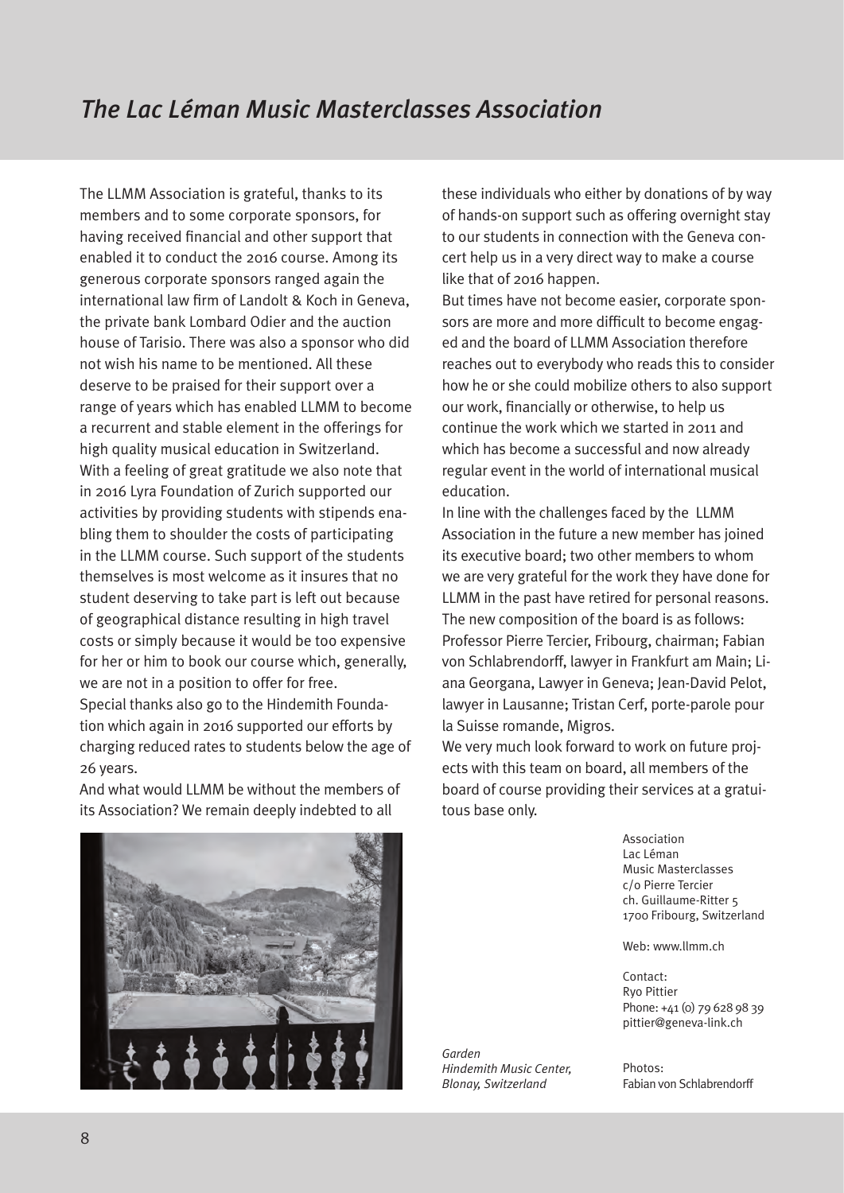# The Lac Léman Music Masterclasses Association

The LLMM Association is grateful, thanks to its members and to some corporate sponsors, for having received financial and other support that enabled it to conduct the 2016 course. Among its generous corporate sponsors ranged again the international law firm of Landolt & Koch in Geneva, the private bank Lombard Odier and the auction house of Tarisio. There was also a sponsor who did not wish his name to be mentioned. All these deserve to be praised for their support over a range of years which has enabled LLMM to become a recurrent and stable element in the offerings for high quality musical education in Switzerland.

With a feeling of great gratitude we also note that in 2016 Lyra Foundation of Zurich supported our activities by providing students with stipends enabling them to shoulder the costs of participating in the LLMM course. Such support of the students themselves is most welcome as it insures that no student deserving to take part is left out because of geographical distance resulting in high travel costs or simply because it would be too expensive for her or him to book our course which, generally, we are not in a position to offer for free.

Special thanks also go to the Hindemith Foundation which again in 2016 supported our efforts by charging reduced rates to students below the age of 26 years.

And what would LLMM be without the members of its Association? We remain deeply indebted to all these individuals who either by donations of by way of hands-on support such as offering overnight stay to our students in connection with the Geneva concert help us in a very direct way to make a course like that of 2016 happen.

But times have not become easier, corporate sponsors are more and more difficult to become engaged and the board of LLMM Association therefore reaches out to everybody who reads this to consider how he or she could mobilize others to also support our work, financially or otherwise, to help us continue the work which we started in 2011 and which has become a successful and now already regular event in the world of international musical education.

In line with the challenges faced by the LLMM Association in the future a new member has joined its executive board; two other members to whom we are very grateful for the work they have done for LLMM in the past have retired for personal reasons. The new composition of the board is as follows: Professor Pierre Tercier, Fribourg, chairman; Fabian von Schlabrendorff, lawyer in Frankfurt am Main; Liana Georgana, Lawyer in Geneva; Jean-David Pelot, lawyer in Lausanne; Tristan Cerf, porte-parole pour la Suisse romande, Migros.

We very much look forward to work on future projects with this team on board, all members of the board of course providing their services at a gratuitous base only.

*Garden*
*Hindemith Music Center,*
*Blonay, Switzerland*

Association
Lac Léman
Music Masterclasses
c/o Pierre Tercier
ch. Guillaume-Ritter 5
1700 Fribourg, Switzerland

Web: www.llmm.ch

Contact:
Ryo Pittier
Phone: +41 (0) 79 628 98 39
pittier@geneva-link.ch

Photos:
Fabian von Schlabrendorff